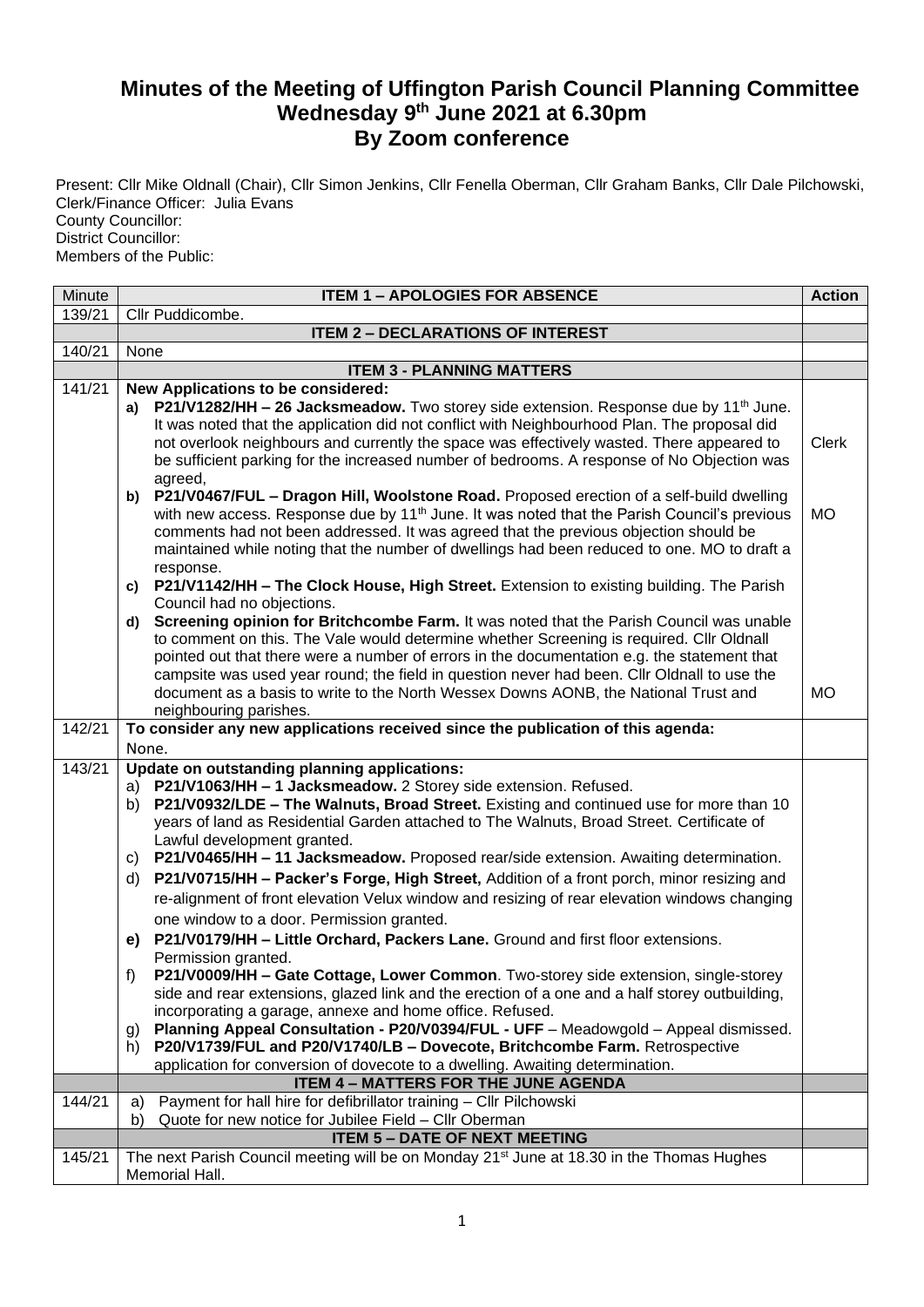# Minutes of the Meeting of Uffington Parish Council Planning Committee Wednesday 9th June 2021 at 6.30pm By Zoom conference

Present: Cllr Mike Oldnall (Chair), Cllr Simon Jenkins, Cllr Fenella Oberman, Cllr Graham Banks, Cllr Dale Pilchowski,
Clerk/Finance Officer: Julia Evans
County Councillor:
District Councillor:
Members of the Public:

| Minute | ITEM 1 – APOLOGIES FOR ABSENCE | Action |
|---|---|---|
| 139/21 | Cllr Puddicombe. | |
| | **ITEM 2 – DECLARATIONS OF INTEREST** | |
| 140/21 | None | |
| | **ITEM 3 - PLANNING MATTERS** | |
| 141/21 | **New Applications to be considered:**<br>**a) P21/V1282/HH – 26 Jacksmeadow.** Two storey side extension. Response due by 11th June. It was noted that the application did not conflict with Neighbourhood Plan. The proposal did not overlook neighbours and currently the space was effectively wasted. There appeared to be sufficient parking for the increased number of bedrooms. A response of No Objection was agreed,<br>**b) P21/V0467/FUL – Dragon Hill, Woolstone Road.** Proposed erection of a self-build dwelling with new access. Response due by 11th June. It was noted that the Parish Council's previous comments had not been addressed. It was agreed that the previous objection should be maintained while noting that the number of dwellings had been reduced to one. MO to draft a response.<br>**c) P21/V1142/HH – The Clock House, High Street.** Extension to existing building. The Parish Council had no objections.<br>**d) Screening opinion for Britchcombe Farm.** It was noted that the Parish Council was unable to comment on this. The Vale would determine whether Screening is required. Cllr Oldnall pointed out that there were a number of errors in the documentation e.g. the statement that campsite was used year round; the field in question never had been. Cllr Oldnall to use the document as a basis to write to the North Wessex Downs AONB, the National Trust and neighbouring parishes. | Clerk<br><br>MO<br><br><br><br>MO |
| 142/21 | **To consider any new applications received since the publication of this agenda:**<br>None. | |
| 143/21 | **Update on outstanding planning applications:**<br>a) **P21/V1063/HH – 1 Jacksmeadow.** 2 Storey side extension. Refused.<br>b) **P21/V0932/LDE – The Walnuts, Broad Street.** Existing and continued use for more than 10 years of land as Residential Garden attached to The Walnuts, Broad Street. Certificate of Lawful development granted.<br>c) **P21/V0465/HH – 11 Jacksmeadow.** Proposed rear/side extension. Awaiting determination.<br>d) **P21/V0715/HH – Packer's Forge, High Street,** Addition of a front porch, minor resizing and re-alignment of front elevation Velux window and resizing of rear elevation windows changing one window to a door. Permission granted.<br>**e) P21/V0179/HH – Little Orchard, Packers Lane.** Ground and first floor extensions. Permission granted.<br>f) **P21/V0009/HH – Gate Cottage, Lower Common**. Two-storey side extension, single-storey side and rear extensions, glazed link and the erection of a one and a half storey outbuilding, incorporating a garage, annexe and home office. Refused.<br>g) **Planning Appeal Consultation - P20/V0394/FUL - UFF** – Meadowgold – Appeal dismissed.<br>h) **P20/V1739/FUL and P20/V1740/LB – Dovecote, Britchcombe Farm.** Retrospective application for conversion of dovecote to a dwelling. Awaiting determination. | |
| | **ITEM 4 – MATTERS FOR THE JUNE AGENDA** | |
| 144/21 | a) Payment for hall hire for defibrillator training – Cllr Pilchowski<br>b) Quote for new notice for Jubilee Field – Cllr Oberman | |
| | **ITEM 5 – DATE OF NEXT MEETING** | |
| 145/21 | The next Parish Council meeting will be on Monday 21st June at 18.30 in the Thomas Hughes Memorial Hall. | |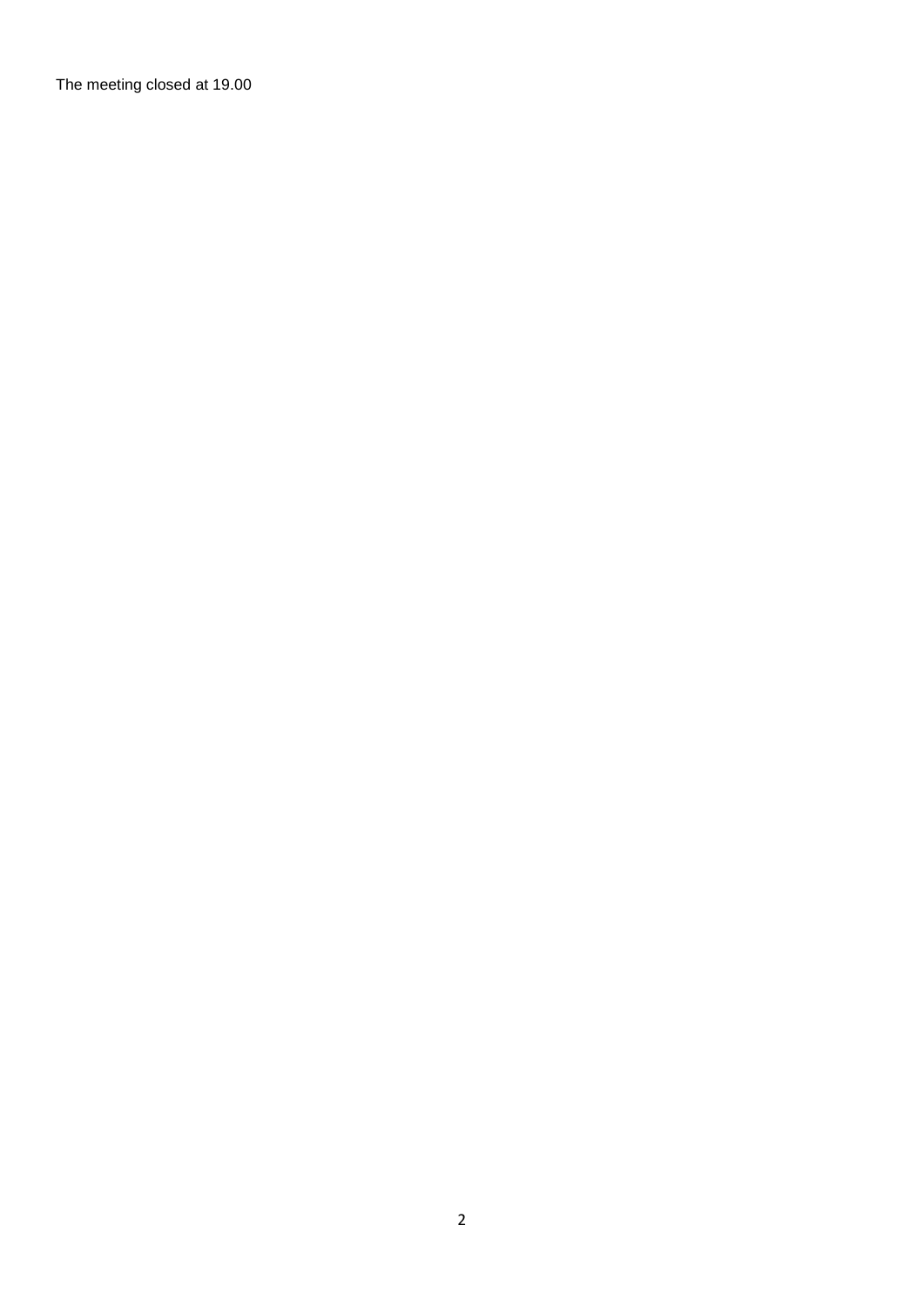The meeting closed at 19.00